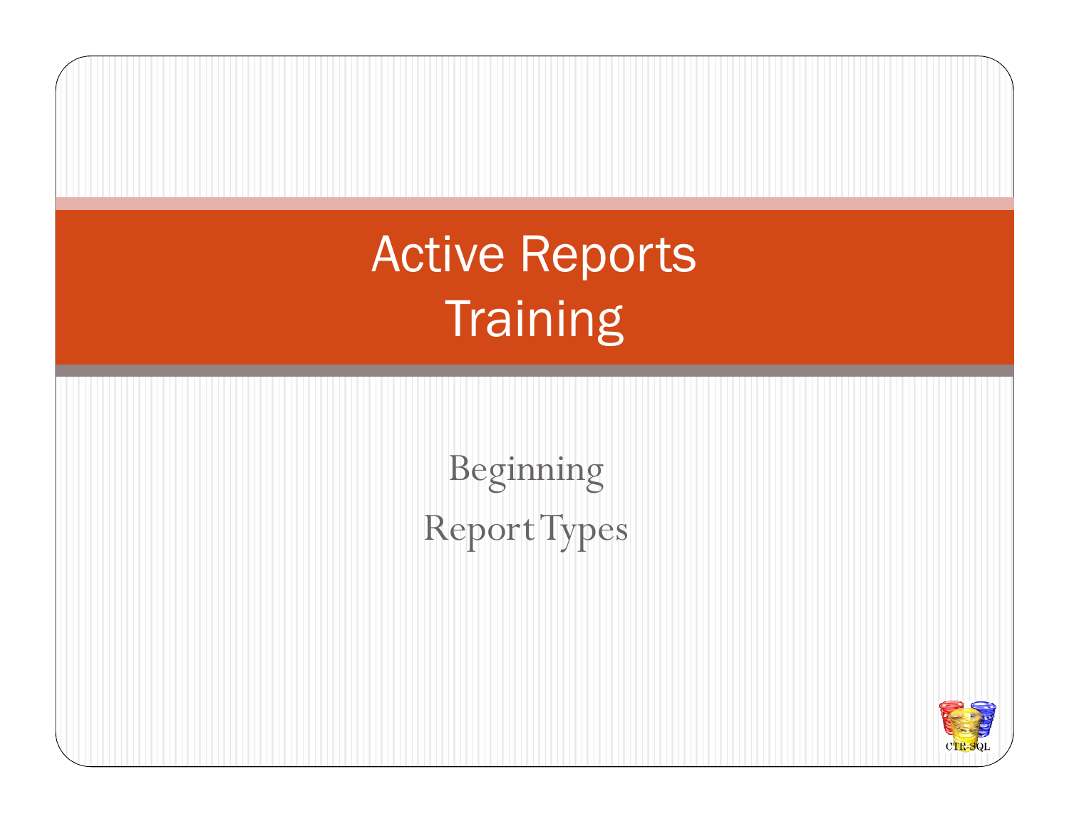# Active Reports Training

Beginning

Report Types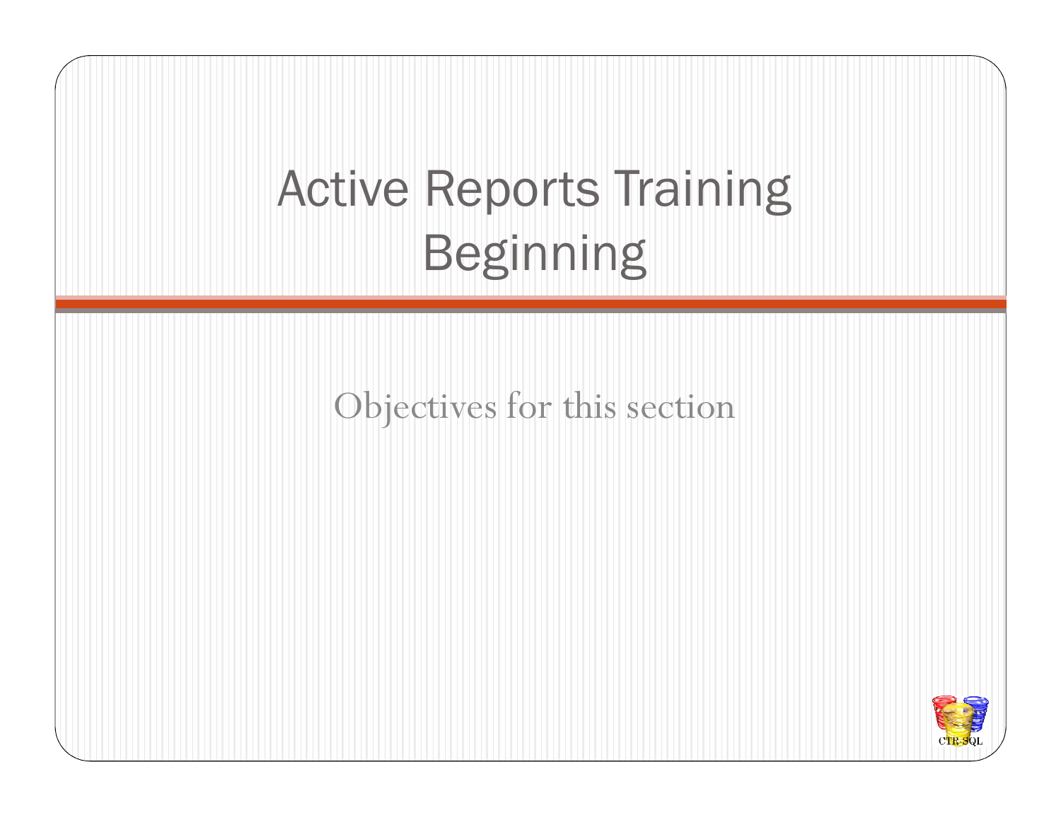# Active Reports Training Beginning

Objectives for this section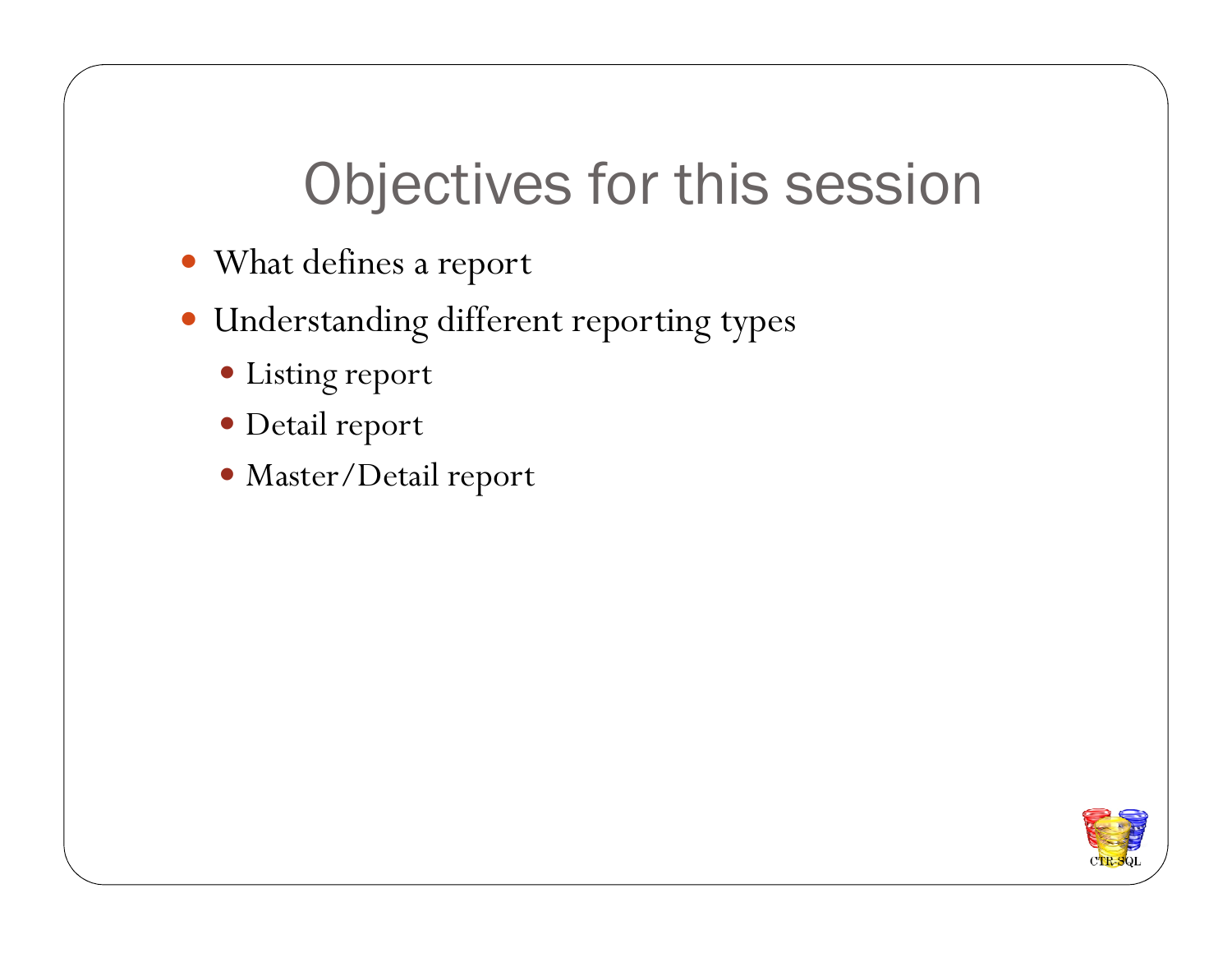# Objectives for this session

- What defines a report
- Understanding different reporting types
  - Listing report
  - Detail report
  - Master/Detail report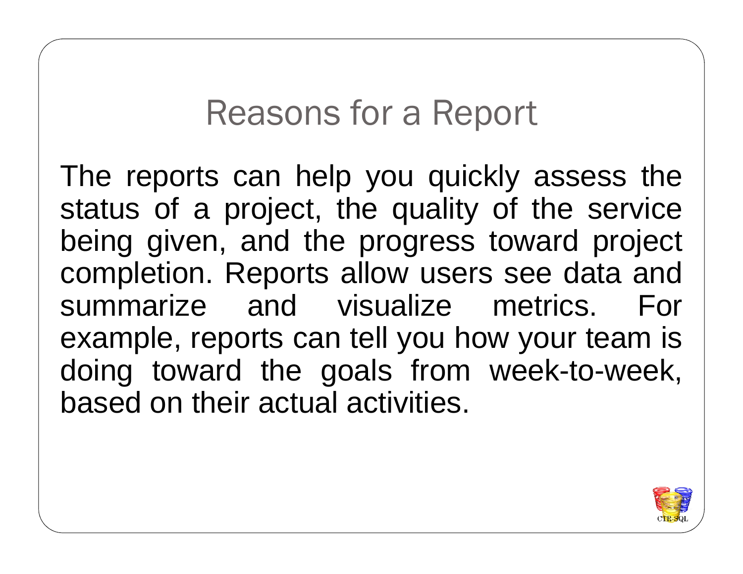# Reasons for a Report

The reports can help you quickly assess the status of a project, the quality of the service being given, and the progress toward project completion. Reports allow users see data and summarize and visualize metrics. For example, reports can tell you how your team is doing toward the goals from week-to-week, based on their actual activities.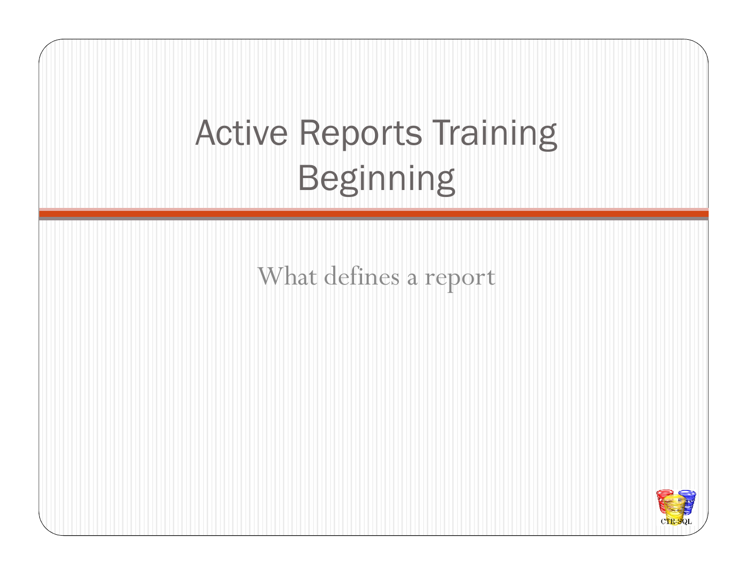# Active Reports Training Beginning

What defines a report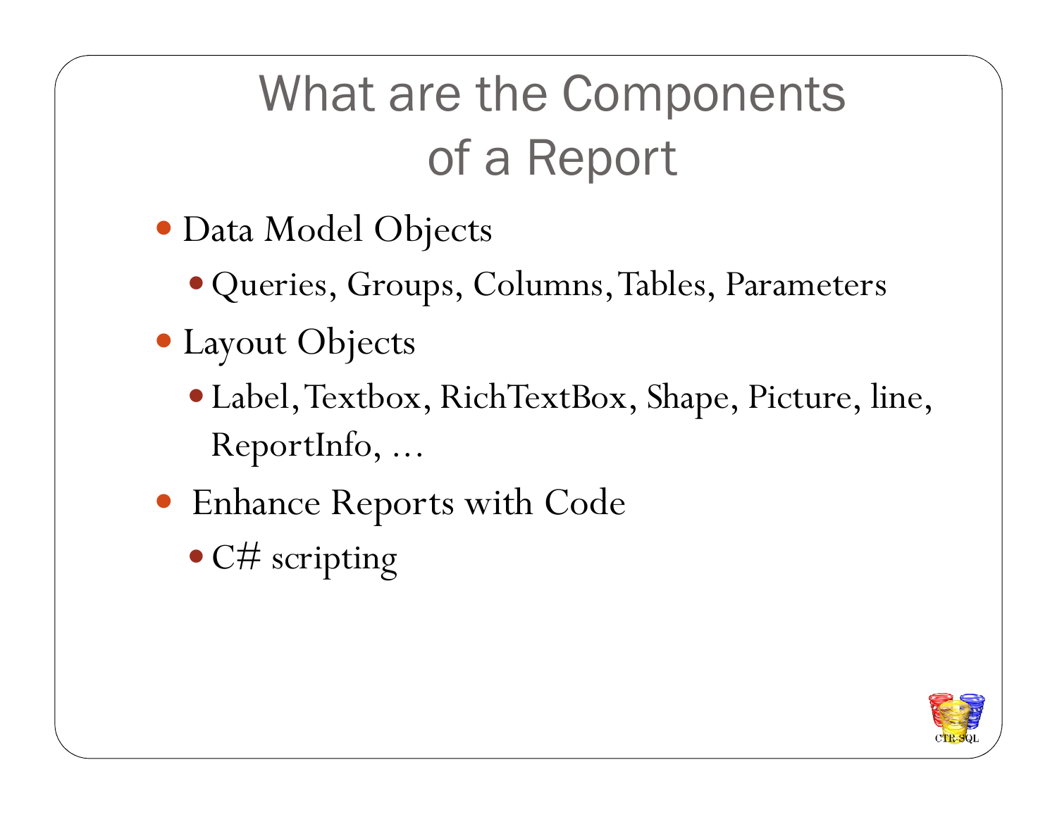# What are the Components of a Report

- Data Model Objects
  - Queries, Groups, Columns, Tables, Parameters
- Layout Objects
  - Label, Textbox, RichTextBox, Shape, Picture, line, ReportInfo, …
- Enhance Reports with Code
  - C# scripting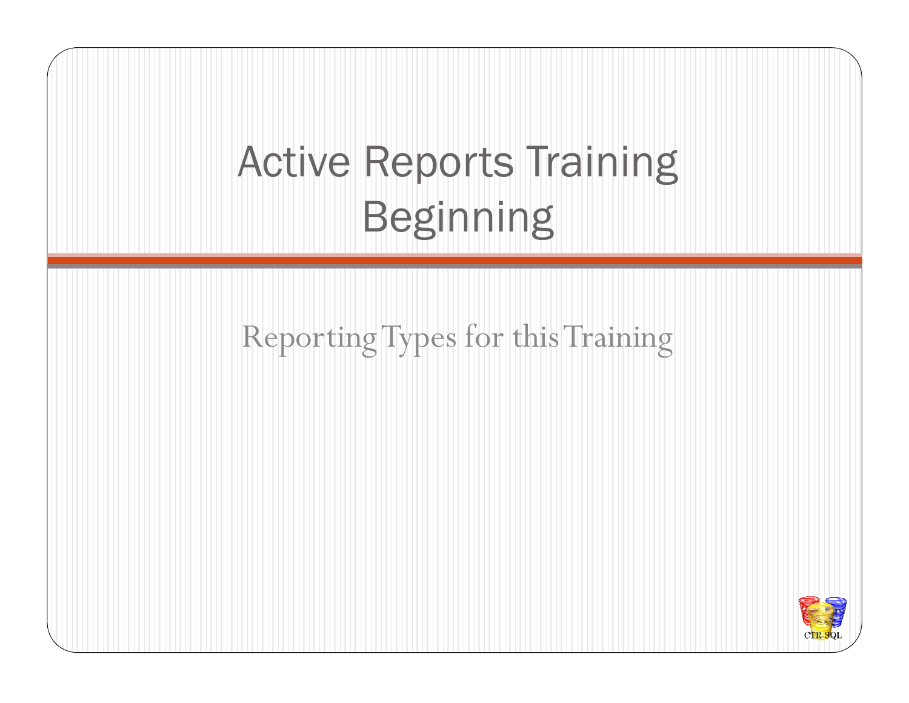# Active Reports Training Beginning

Reporting Types for this Training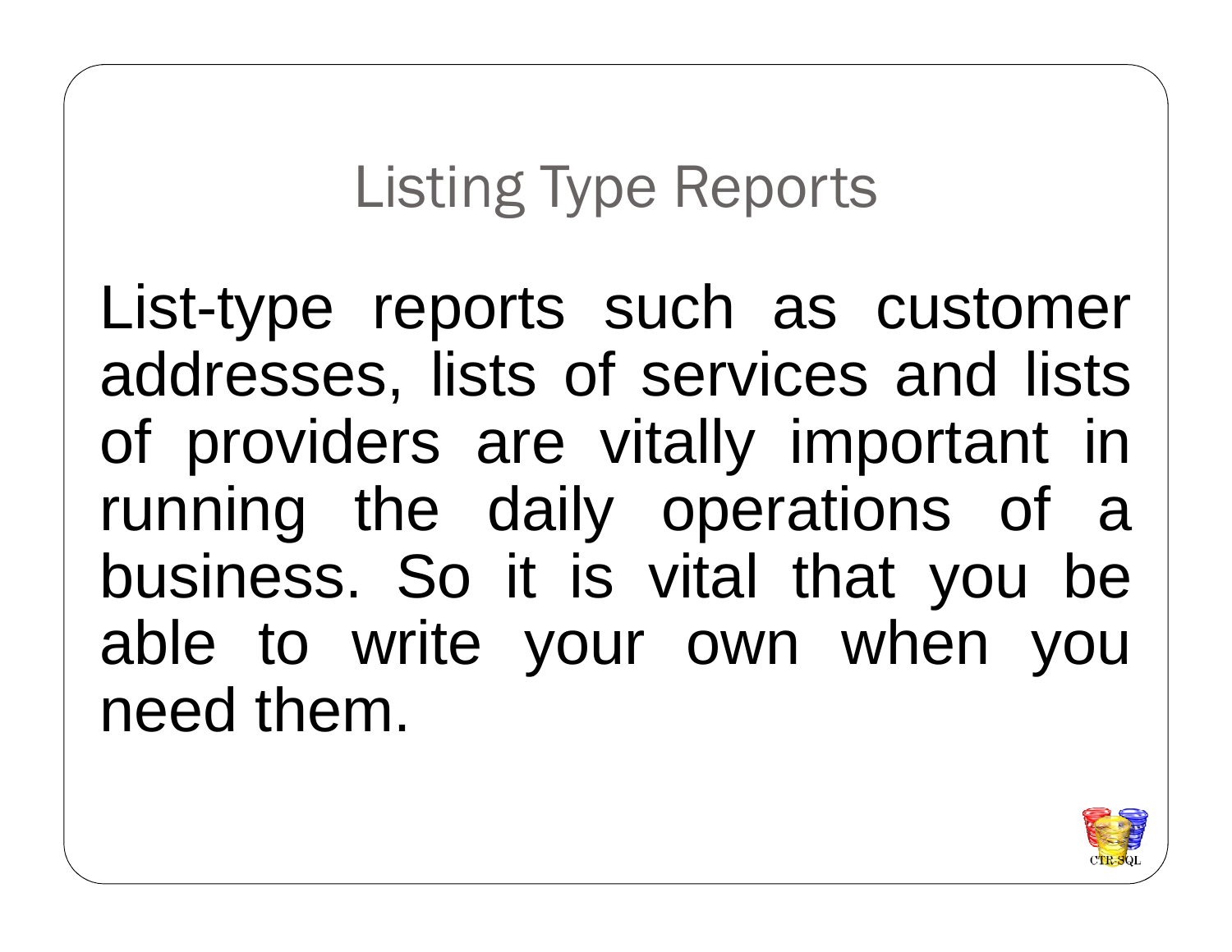# Listing Type Reports

List-type reports such as customer addresses, lists of services and lists of providers are vitally important in running the daily operations of a business. So it is vital that you be able to write your own when you need them.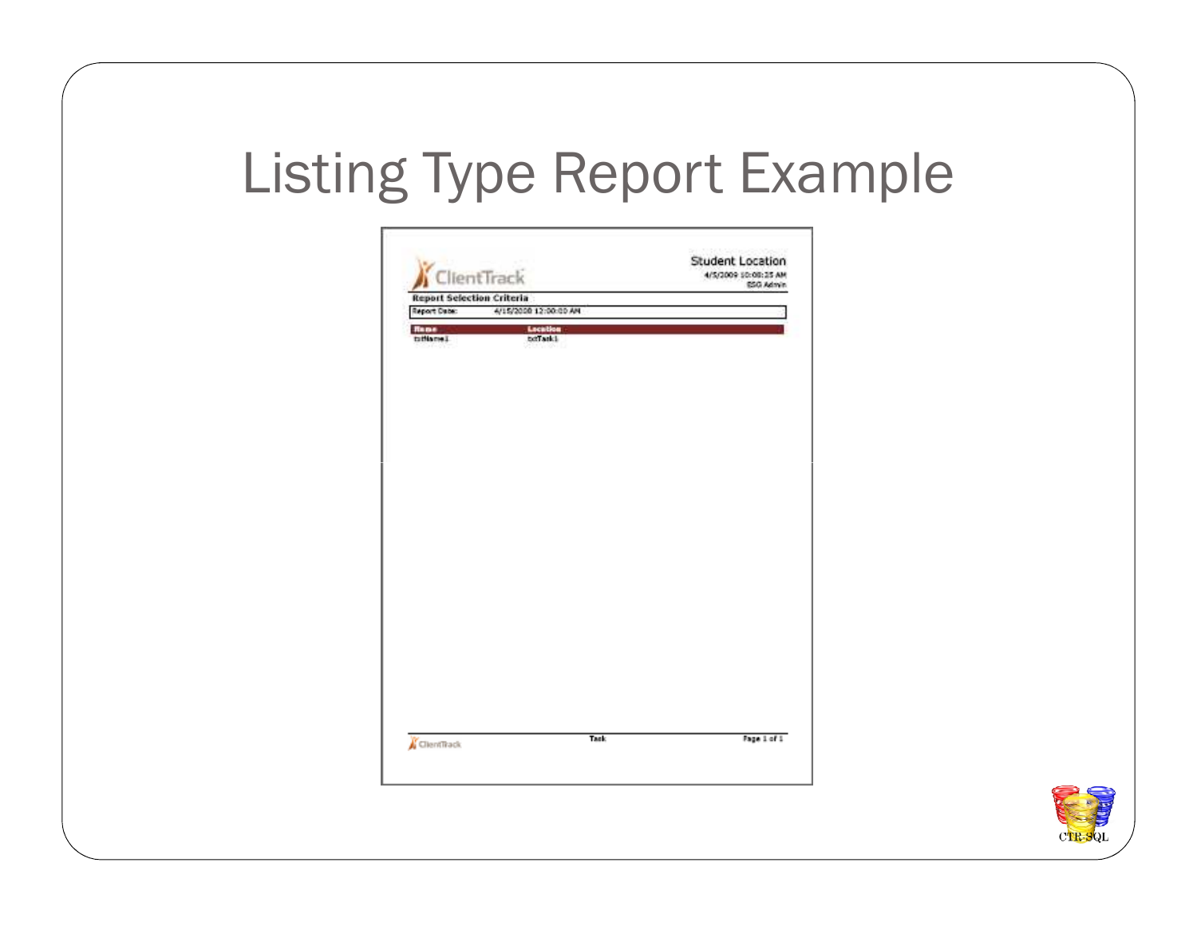# Listing Type Report Example

ClientTrack

Student Location
4/5/2009 10:08:25 AM
ESG Admin

**Report Selection Criteria**

| Report Date: | 4/15/2008 12:00:00 AM |
| --- | --- |

| Name | Location |
| --- | --- |
| txtName1 | txtTask1 |

ClientTrack Task Page 1 of 1

CTR-SQL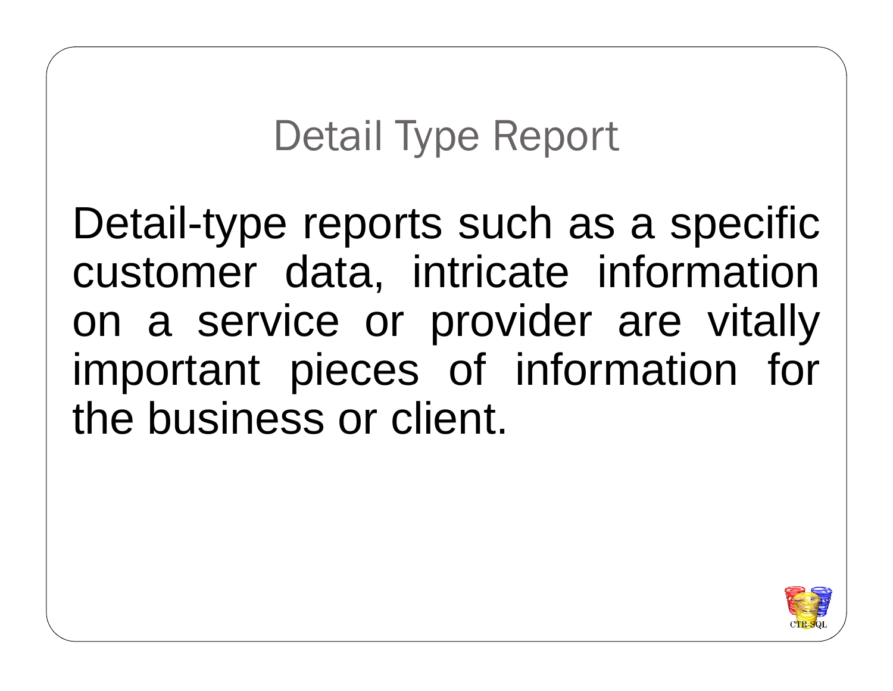# Detail Type Report

Detail-type reports such as a specific customer data, intricate information on a service or provider are vitally important pieces of information for the business or client.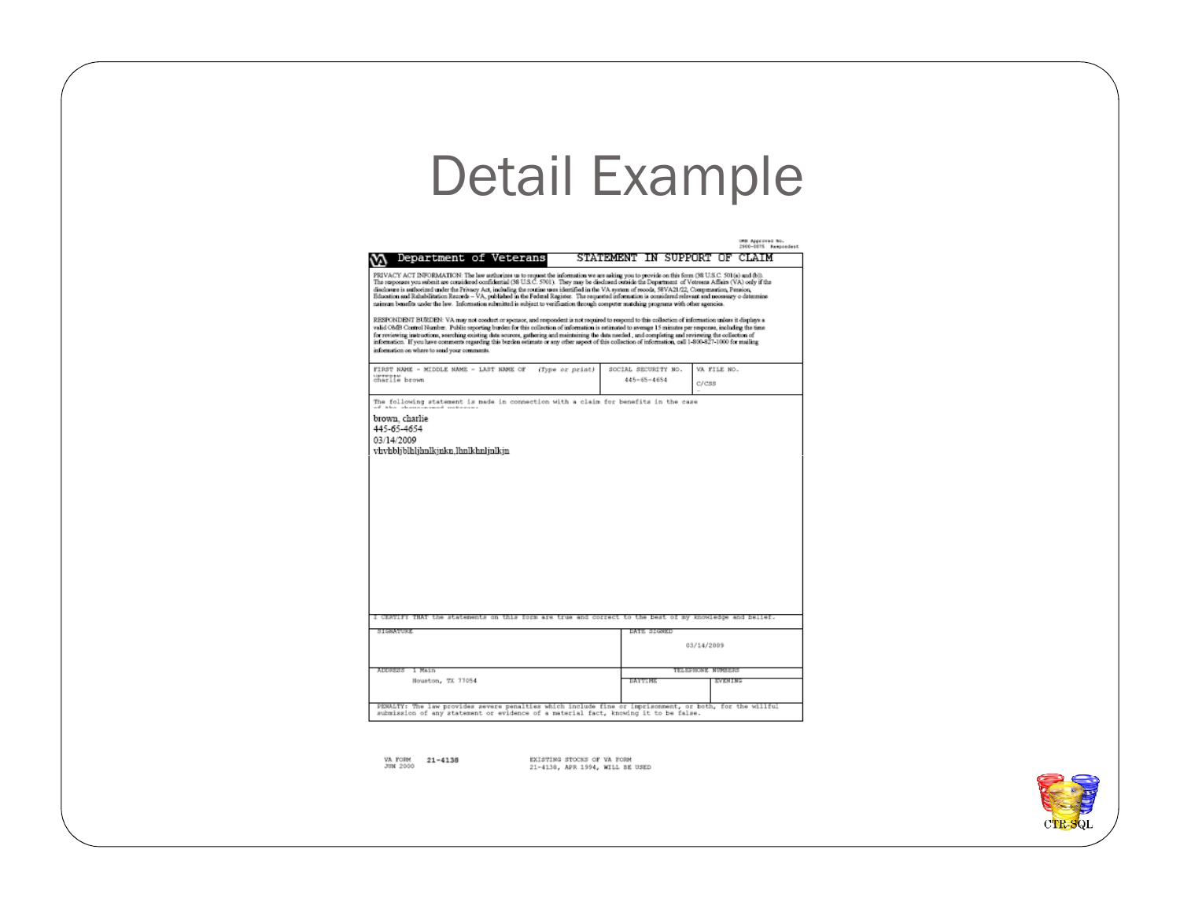# Detail Example

OMB Approved No. 2900-0075 Respondent

**Department of Veterans** | **STATEMENT IN SUPPORT OF CLAIM**

PRIVACY ACT INFORMATION: The law authorizes us to request the information we are asking you to provide on this form (38 U.S.C. 501(a) and (b)). The responses you submit are considered confidential (38 U.S.C. 5701). They may be disclosed outside the Department of Veterans Affairs (VA) only if the disclosure is authorized under the Privacy Act, including the routine uses identified in the VA system of records, 58VA21/22, Compensation, Pension, Education and Rehabilitation Records – VA, published in the Federal Register. The requested information is considered relevant and necessary o determine maimum benefits under the law. Information submitted is subject to verification through computer matching programs with other agencies.

RESPONDENT BURDEN: VA may not conduct or sponsor, and respondent is not required to respond to this collection of information unless it displays a valid OMB Control Number. Public reporting burden for this collection of information is estimated to average 15 minutes per response, including the time for reviewing instructions, searching existing data sources, gathering and maintaining the data needed, and completing and reviewing the collection of information. If you have comments regarding this burden estimate or any other aspect of this collection of information, call 1-800-827-1000 for mailing information on where to send your comments.

| FIRST NAME - MIDDLE NAME - LAST NAME OF (Type or print) | SOCIAL SECURITY NO. | VA FILE NO. |
|---|---|---|
| charlie brown | 445-65-4654 | C/CSS |

The following statement is made in connection with a claim for benefits in the case of the above-named veteran:

brown, charlie
445-65-4654
03/14/2009
vbvbbljblbljbnlkjnkn,lbnlkbnljnlkjn

I CERTIFY THAT the statements on this form are true and correct to the best of my knowledge and belief.

| SIGNATURE | DATE SIGNED | |
|---|---|---|
| | 03/14/2009 | |
| ADDRESS 1 Main Houston, TX 77054 | TELEPHONE NUMBERS | |
| | DAYTIME | EVENING |

PENALTY: The law provides severe penalties which include fine or imprisonment, or both, for the willful submission of any statement or evidence of a material fact, knowing it to be false.

VA FORM JUN 2000 21-4138 EXISTING STOCKS OF VA FORM 21-4138, APR 1994, WILL BE USED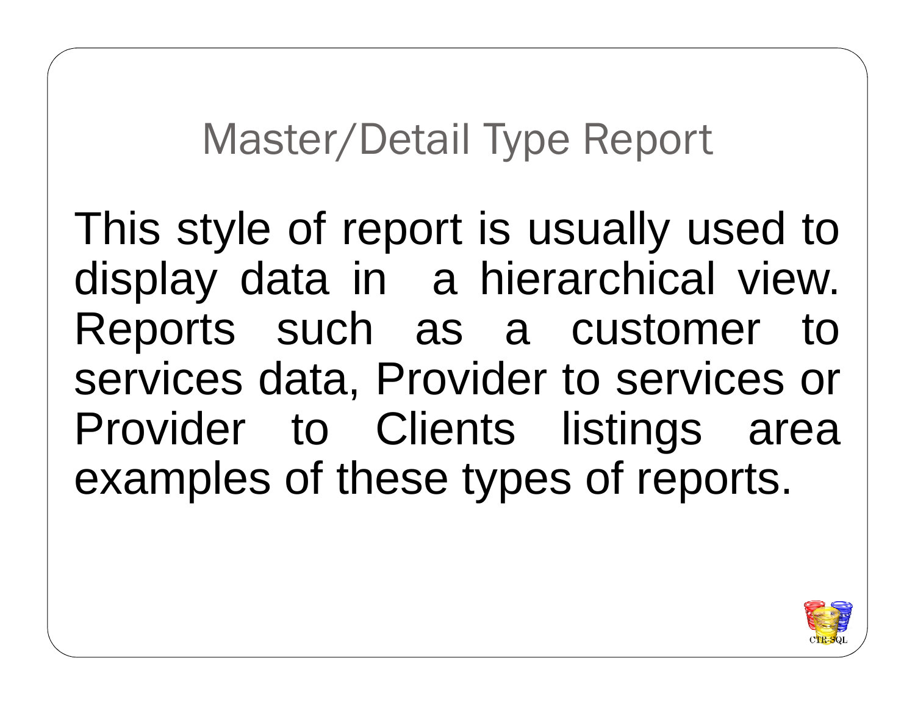# Master/Detail Type Report

This style of report is usually used to display data in a hierarchical view. Reports such as a customer to services data, Provider to services or Provider to Clients listings area examples of these types of reports.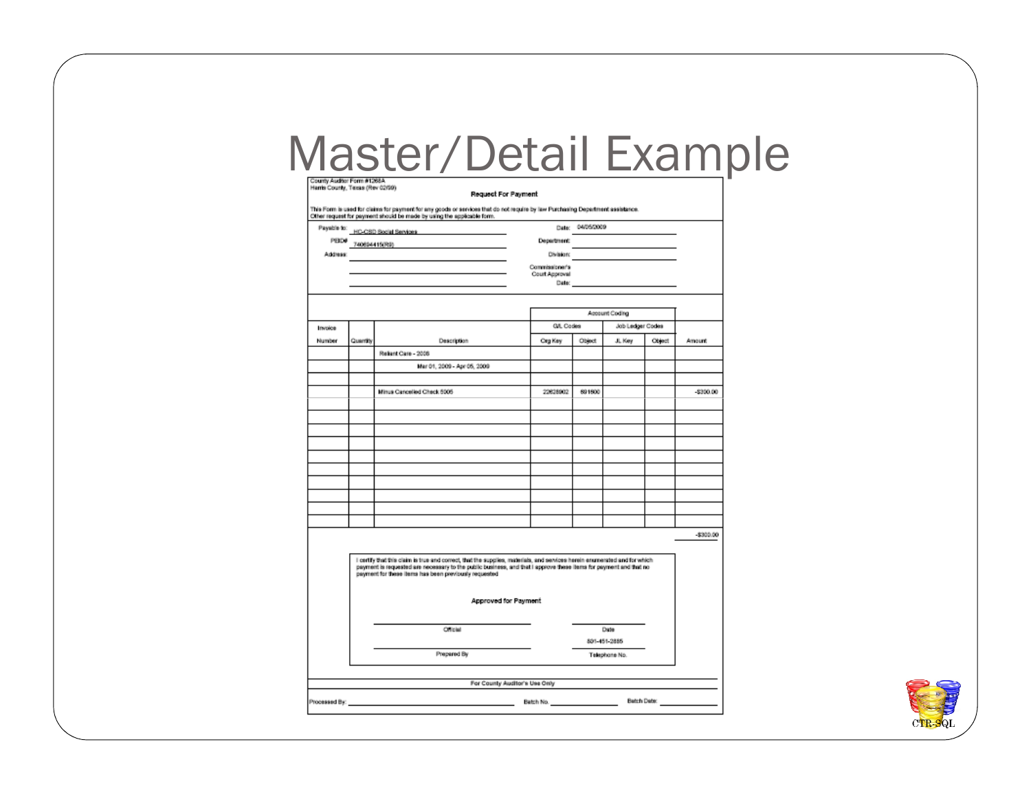# Master/Detail Example

County Auditor Form #1268A
Harris County, Texas (Rev 02/99)

**Request For Payment**

This Form is used for claims for payment for any goods or services that do not require by law Purchasing Department assistance.
Other request for payment should be made by using the applicable form.

Payable to: HC-CSD Social Services
PEID# 740694415(R3)
Address:

Date: 04/05/2009
Department:
Division:
Commissioner's Court Approval Date:

| Invoice | | | Account Coding | | | | |
|---|---|---|---|---|---|---|---|
| | | | G/L Codes | | Job Ledger Codes | | |
| Number | Quantity | Description | Org Key | Object | JL Key | Object | Amount |
| | | Reliant Care - 2008 | | | | | |
| | | Mar 01, 2009 - Apr 05, 2009 | | | | | |
| | | | | | | | |
| | | Minus Cancelled Check 5005 | 22628902 | 891800 | | | -$300.00 |

-$300.00

I certify that this claim is true and correct, that the supplies, materials, and services herein enumerated and for which payment is requested are necessary to the public business, and that I approve these items for payment and that no payment for these items has been previously requested

**Approved for Payment**

Official — Date

Prepared By — 801-451-2885 Telephone No.

**For County Auditor's Use Only**

Processed By: ________ Batch No. ________ Batch Date: ________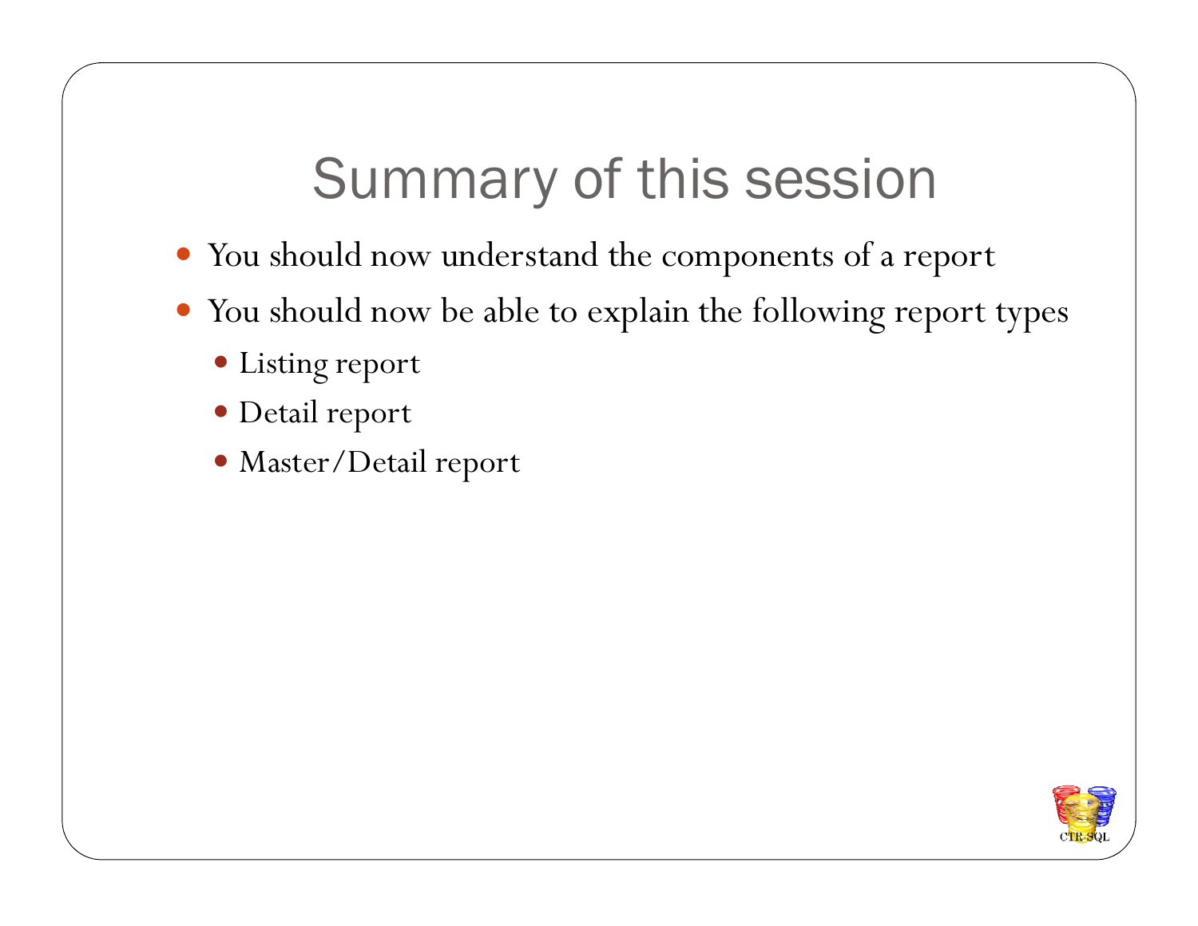# Summary of this session

- You should now understand the components of a report
- You should now be able to explain the following report types
  - Listing report
  - Detail report
  - Master/Detail report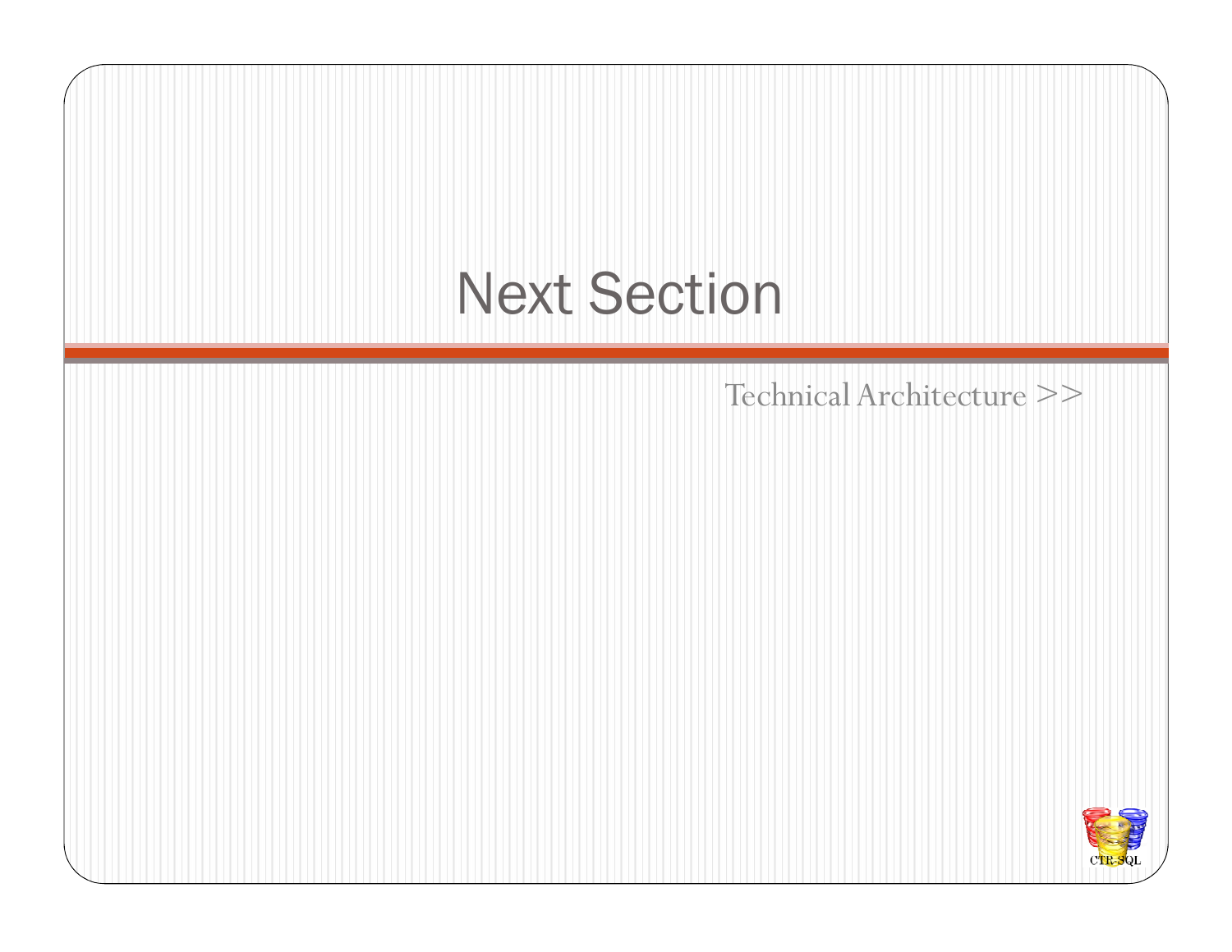# Next Section

Technical Architecture >>